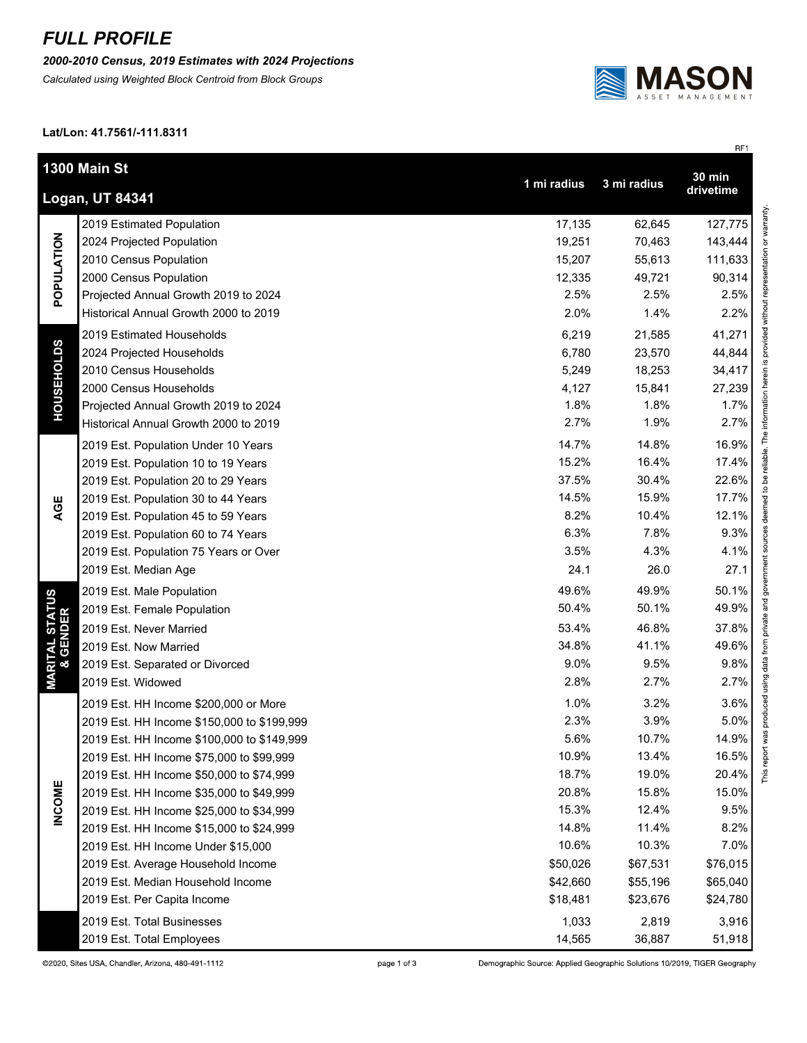# FULL PROFILE

***2000-2010 Census, 2019 Estimates with 2024 Projections***

*Calculated using Weighted Block Centroid from Block Groups*

MASON ASSET MANAGEMENT

**Lat/Lon: 41.7561/-111.8311**

RF1

| | **1300 Main St Logan, UT 84341** | **1 mi radius** | **3 mi radius** | **30 min drivetime** |
|---|---|---|---|---|
| **POPULATION** | 2019 Estimated Population | 17,135 | 62,645 | 127,775 |
| | 2024 Projected Population | 19,251 | 70,463 | 143,444 |
| | 2010 Census Population | 15,207 | 55,613 | 111,633 |
| | 2000 Census Population | 12,335 | 49,721 | 90,314 |
| | Projected Annual Growth 2019 to 2024 | 2.5% | 2.5% | 2.5% |
| | Historical Annual Growth 2000 to 2019 | 2.0% | 1.4% | 2.2% |
| **HOUSEHOLDS** | 2019 Estimated Households | 6,219 | 21,585 | 41,271 |
| | 2024 Projected Households | 6,780 | 23,570 | 44,844 |
| | 2010 Census Households | 5,249 | 18,253 | 34,417 |
| | 2000 Census Households | 4,127 | 15,841 | 27,239 |
| | Projected Annual Growth 2019 to 2024 | 1.8% | 1.8% | 1.7% |
| | Historical Annual Growth 2000 to 2019 | 2.7% | 1.9% | 2.7% |
| **AGE** | 2019 Est. Population Under 10 Years | 14.7% | 14.8% | 16.9% |
| | 2019 Est. Population 10 to 19 Years | 15.2% | 16.4% | 17.4% |
| | 2019 Est. Population 20 to 29 Years | 37.5% | 30.4% | 22.6% |
| | 2019 Est. Population 30 to 44 Years | 14.5% | 15.9% | 17.7% |
| | 2019 Est. Population 45 to 59 Years | 8.2% | 10.4% | 12.1% |
| | 2019 Est. Population 60 to 74 Years | 6.3% | 7.8% | 9.3% |
| | 2019 Est. Population 75 Years or Over | 3.5% | 4.3% | 4.1% |
| | 2019 Est. Median Age | 24.1 | 26.0 | 27.1 |
| **MARITAL STATUS & GENDER** | 2019 Est. Male Population | 49.6% | 49.9% | 50.1% |
| | 2019 Est. Female Population | 50.4% | 50.1% | 49.9% |
| | 2019 Est. Never Married | 53.4% | 46.8% | 37.8% |
| | 2019 Est. Now Married | 34.8% | 41.1% | 49.6% |
| | 2019 Est. Separated or Divorced | 9.0% | 9.5% | 9.8% |
| | 2019 Est. Widowed | 2.8% | 2.7% | 2.7% |
| **INCOME** | 2019 Est. HH Income $200,000 or More | 1.0% | 3.2% | 3.6% |
| | 2019 Est. HH Income $150,000 to $199,999 | 2.3% | 3.9% | 5.0% |
| | 2019 Est. HH Income $100,000 to $149,999 | 5.6% | 10.7% | 14.9% |
| | 2019 Est. HH Income $75,000 to $99,999 | 10.9% | 13.4% | 16.5% |
| | 2019 Est. HH Income $50,000 to $74,999 | 18.7% | 19.0% | 20.4% |
| | 2019 Est. HH Income $35,000 to $49,999 | 20.8% | 15.8% | 15.0% |
| | 2019 Est. HH Income $25,000 to $34,999 | 15.3% | 12.4% | 9.5% |
| | 2019 Est. HH Income $15,000 to $24,999 | 14.8% | 11.4% | 8.2% |
| | 2019 Est. HH Income Under $15,000 | 10.6% | 10.3% | 7.0% |
| | 2019 Est. Average Household Income | $50,026 | $67,531 | $76,015 |
| | 2019 Est. Median Household Income | $42,660 | $55,196 | $65,040 |
| | 2019 Est. Per Capita Income | $18,481 | $23,676 | $24,780 |
| | 2019 Est. Total Businesses | 1,033 | 2,819 | 3,916 |
| | 2019 Est. Total Employees | 14,565 | 36,887 | 51,918 |

This report was produced using data from private and government sources deemed to be reliable. The information herein is provided without representation or warranty.

©2020, Sites USA, Chandler, Arizona, 480-491-1112

Demographic Source: Applied Geographic Solutions 10/2019, TIGER Geography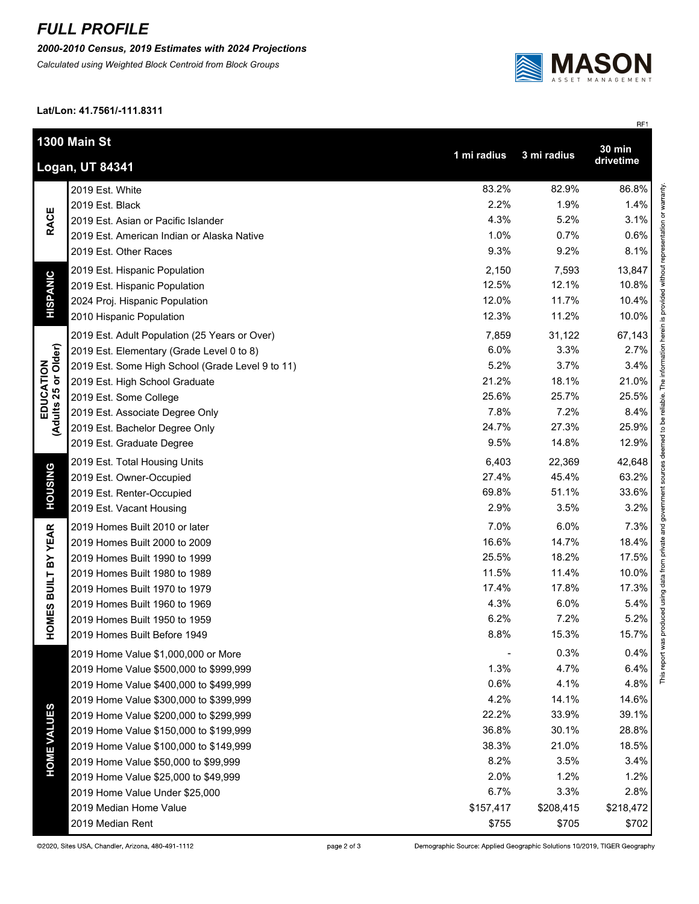# FULL PROFILE

***2000-2010 Census, 2019 Estimates with 2024 Projections***

*Calculated using Weighted Block Centroid from Block Groups*

**Lat/Lon: 41.7561/-111.8311**

RF1

| **1300 Main St<br>Logan, UT 84341** | | **1 mi radius** | **3 mi radius** | **30 min drivetime** |
|---|---|---|---|---|
| **RACE** | 2019 Est. White | 83.2% | 82.9% | 86.8% |
| | 2019 Est. Black | 2.2% | 1.9% | 1.4% |
| | 2019 Est. Asian or Pacific Islander | 4.3% | 5.2% | 3.1% |
| | 2019 Est. American Indian or Alaska Native | 1.0% | 0.7% | 0.6% |
| | 2019 Est. Other Races | 9.3% | 9.2% | 8.1% |
| **HISPANIC** | 2019 Est. Hispanic Population | 2,150 | 7,593 | 13,847 |
| | 2019 Est. Hispanic Population | 12.5% | 12.1% | 10.8% |
| | 2024 Proj. Hispanic Population | 12.0% | 11.7% | 10.4% |
| | 2010 Hispanic Population | 12.3% | 11.2% | 10.0% |
| **EDUCATION (Adults 25 or Older)** | 2019 Est. Adult Population (25 Years or Over) | 7,859 | 31,122 | 67,143 |
| | 2019 Est. Elementary (Grade Level 0 to 8) | 6.0% | 3.3% | 2.7% |
| | 2019 Est. Some High School (Grade Level 9 to 11) | 5.2% | 3.7% | 3.4% |
| | 2019 Est. High School Graduate | 21.2% | 18.1% | 21.0% |
| | 2019 Est. Some College | 25.6% | 25.7% | 25.5% |
| | 2019 Est. Associate Degree Only | 7.8% | 7.2% | 8.4% |
| | 2019 Est. Bachelor Degree Only | 24.7% | 27.3% | 25.9% |
| | 2019 Est. Graduate Degree | 9.5% | 14.8% | 12.9% |
| **HOUSING** | 2019 Est. Total Housing Units | 6,403 | 22,369 | 42,648 |
| | 2019 Est. Owner-Occupied | 27.4% | 45.4% | 63.2% |
| | 2019 Est. Renter-Occupied | 69.8% | 51.1% | 33.6% |
| | 2019 Est. Vacant Housing | 2.9% | 3.5% | 3.2% |
| **HOMES BUILT BY YEAR** | 2019 Homes Built 2010 or later | 7.0% | 6.0% | 7.3% |
| | 2019 Homes Built 2000 to 2009 | 16.6% | 14.7% | 18.4% |
| | 2019 Homes Built 1990 to 1999 | 25.5% | 18.2% | 17.5% |
| | 2019 Homes Built 1980 to 1989 | 11.5% | 11.4% | 10.0% |
| | 2019 Homes Built 1970 to 1979 | 17.4% | 17.8% | 17.3% |
| | 2019 Homes Built 1960 to 1969 | 4.3% | 6.0% | 5.4% |
| | 2019 Homes Built 1950 to 1959 | 6.2% | 7.2% | 5.2% |
| | 2019 Homes Built Before 1949 | 8.8% | 15.3% | 15.7% |
| **HOME VALUES** | 2019 Home Value $1,000,000 or More | - | 0.3% | 0.4% |
| | 2019 Home Value $500,000 to $999,999 | 1.3% | 4.7% | 6.4% |
| | 2019 Home Value $400,000 to $499,999 | 0.6% | 4.1% | 4.8% |
| | 2019 Home Value $300,000 to $399,999 | 4.2% | 14.1% | 14.6% |
| | 2019 Home Value $200,000 to $299,999 | 22.2% | 33.9% | 39.1% |
| | 2019 Home Value $150,000 to $199,999 | 36.8% | 30.1% | 28.8% |
| | 2019 Home Value $100,000 to $149,999 | 38.3% | 21.0% | 18.5% |
| | 2019 Home Value $50,000 to $99,999 | 8.2% | 3.5% | 3.4% |
| | 2019 Home Value $25,000 to $49,999 | 2.0% | 1.2% | 1.2% |
| | 2019 Home Value Under $25,000 | 6.7% | 3.3% | 2.8% |
| | 2019 Median Home Value | $157,417 | $208,415 | $218,472 |
| | 2019 Median Rent | $755 | $705 | $702 |

This report was produced using data from private and government sources deemed to be reliable. The information herein is provided without representation or warranty.

©2020, Sites USA, Chandler, Arizona, 480-491-1112

Demographic Source: Applied Geographic Solutions 10/2019, TIGER Geography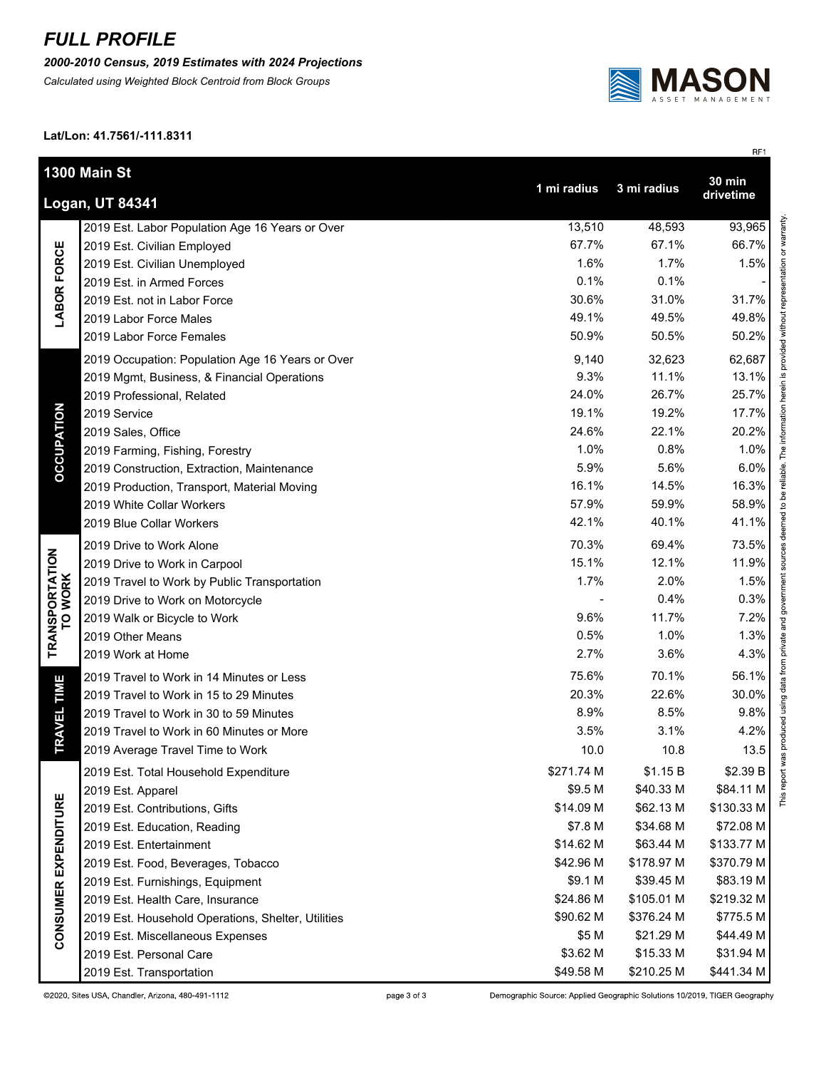# *FULL PROFILE*

***2000-2010 Census, 2019 Estimates with 2024 Projections***

*Calculated using Weighted Block Centroid from Block Groups*

**Lat/Lon: 41.7561/-111.8311**

RF1

| | **1300 Main St** **Logan, UT 84341** | **1 mi radius** | **3 mi radius** | **30 min drivetime** |
|---|---|---|---|---|
| **LABOR FORCE** | 2019 Est. Labor Population Age 16 Years or Over | 13,510 | 48,593 | 93,965 |
| | 2019 Est. Civilian Employed | 67.7% | 67.1% | 66.7% |
| | 2019 Est. Civilian Unemployed | 1.6% | 1.7% | 1.5% |
| | 2019 Est. in Armed Forces | 0.1% | 0.1% | - |
| | 2019 Est. not in Labor Force | 30.6% | 31.0% | 31.7% |
| | 2019 Labor Force Males | 49.1% | 49.5% | 49.8% |
| | 2019 Labor Force Females | 50.9% | 50.5% | 50.2% |
| **OCCUPATION** | 2019 Occupation: Population Age 16 Years or Over | 9,140 | 32,623 | 62,687 |
| | 2019 Mgmt, Business, & Financial Operations | 9.3% | 11.1% | 13.1% |
| | 2019 Professional, Related | 24.0% | 26.7% | 25.7% |
| | 2019 Service | 19.1% | 19.2% | 17.7% |
| | 2019 Sales, Office | 24.6% | 22.1% | 20.2% |
| | 2019 Farming, Fishing, Forestry | 1.0% | 0.8% | 1.0% |
| | 2019 Construction, Extraction, Maintenance | 5.9% | 5.6% | 6.0% |
| | 2019 Production, Transport, Material Moving | 16.1% | 14.5% | 16.3% |
| | 2019 White Collar Workers | 57.9% | 59.9% | 58.9% |
| | 2019 Blue Collar Workers | 42.1% | 40.1% | 41.1% |
| **TRANSPORTATION TO WORK** | 2019 Drive to Work Alone | 70.3% | 69.4% | 73.5% |
| | 2019 Drive to Work in Carpool | 15.1% | 12.1% | 11.9% |
| | 2019 Travel to Work by Public Transportation | 1.7% | 2.0% | 1.5% |
| | 2019 Drive to Work on Motorcycle | - | 0.4% | 0.3% |
| | 2019 Walk or Bicycle to Work | 9.6% | 11.7% | 7.2% |
| | 2019 Other Means | 0.5% | 1.0% | 1.3% |
| | 2019 Work at Home | 2.7% | 3.6% | 4.3% |
| **TRAVEL TIME** | 2019 Travel to Work in 14 Minutes or Less | 75.6% | 70.1% | 56.1% |
| | 2019 Travel to Work in 15 to 29 Minutes | 20.3% | 22.6% | 30.0% |
| | 2019 Travel to Work in 30 to 59 Minutes | 8.9% | 8.5% | 9.8% |
| | 2019 Travel to Work in 60 Minutes or More | 3.5% | 3.1% | 4.2% |
| | 2019 Average Travel Time to Work | 10.0 | 10.8 | 13.5 |
| **CONSUMER EXPENDITURE** | 2019 Est. Total Household Expenditure | $271.74 M | $1.15 B | $2.39 B |
| | 2019 Est. Apparel | $9.5 M | $40.33 M | $84.11 M |
| | 2019 Est. Contributions, Gifts | $14.09 M | $62.13 M | $130.33 M |
| | 2019 Est. Education, Reading | $7.8 M | $34.68 M | $72.08 M |
| | 2019 Est. Entertainment | $14.62 M | $63.44 M | $133.77 M |
| | 2019 Est. Food, Beverages, Tobacco | $42.96 M | $178.97 M | $370.79 M |
| | 2019 Est. Furnishings, Equipment | $9.1 M | $39.45 M | $83.19 M |
| | 2019 Est. Health Care, Insurance | $24.86 M | $105.01 M | $219.32 M |
| | 2019 Est. Household Operations, Shelter, Utilities | $90.62 M | $376.24 M | $775.5 M |
| | 2019 Est. Miscellaneous Expenses | $5 M | $21.29 M | $44.49 M |
| | 2019 Est. Personal Care | $3.62 M | $15.33 M | $31.94 M |
| | 2019 Est. Transportation | $49.58 M | $210.25 M | $441.34 M |

This report was produced using data from private and government sources deemed to be reliable. The information herein is provided without representation or warranty.

©2020, Sites USA, Chandler, Arizona, 480-491-1112

Demographic Source: Applied Geographic Solutions 10/2019, TIGER Geography